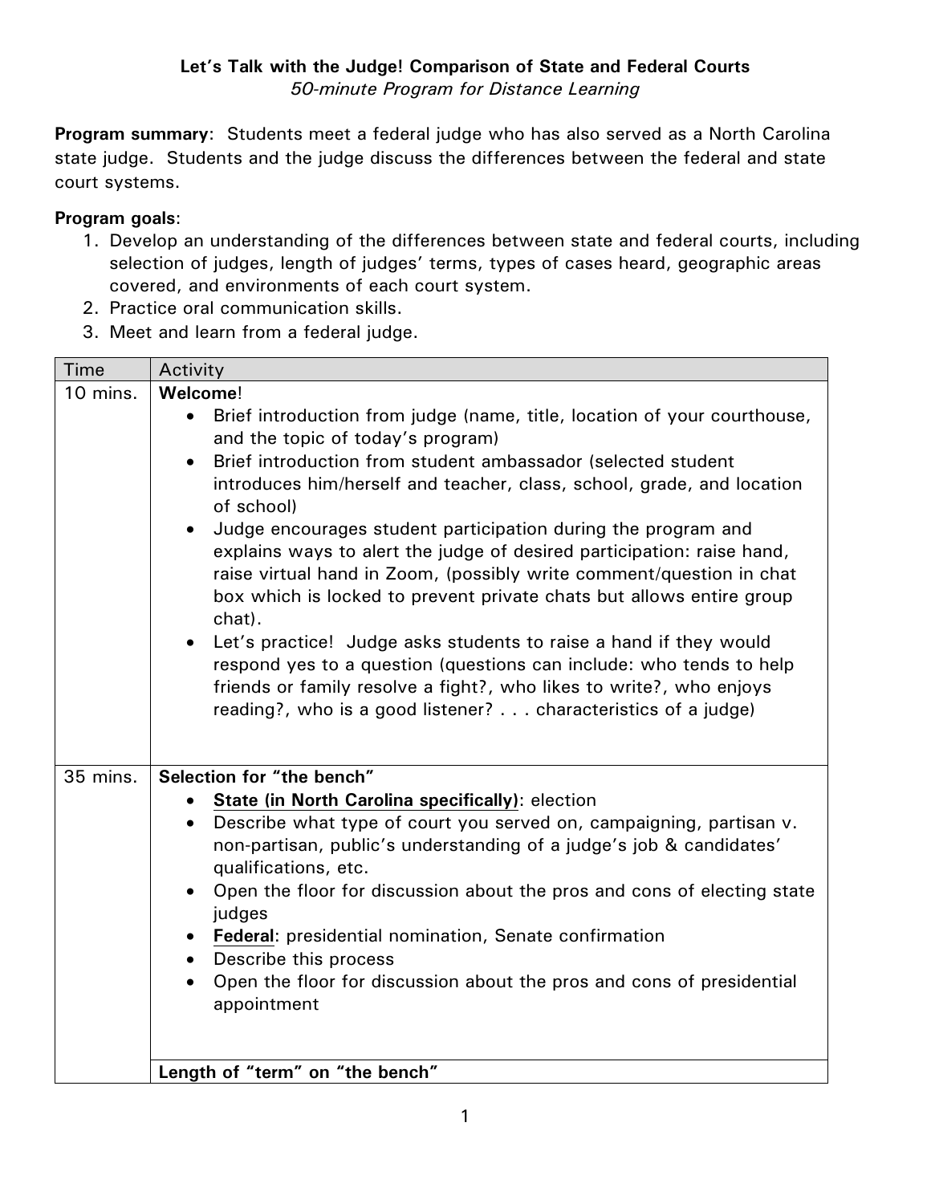**Let's Talk with the Judge! Comparison of State and Federal Courts**

*50-minute Program for Distance Learning*

**Program summary**: Students meet a federal judge who has also served as a North Carolina state judge. Students and the judge discuss the differences between the federal and state court systems.

**Program goals**:

1. Develop an understanding of the differences between state and federal courts, including selection of judges, length of judges' terms, types of cases heard, geographic areas covered, and environments of each court system.
2. Practice oral communication skills.
3. Meet and learn from a federal judge.

| Time | Activity |
|---|---|
| 10 mins. | **Welcome**!<br>• Brief introduction from judge (name, title, location of your courthouse, and the topic of today's program)<br>• Brief introduction from student ambassador (selected student introduces him/herself and teacher, class, school, grade, and location of school)<br>• Judge encourages student participation during the program and explains ways to alert the judge of desired participation: raise hand, raise virtual hand in Zoom, (possibly write comment/question in chat box which is locked to prevent private chats but allows entire group chat).<br>• Let's practice! Judge asks students to raise a hand if they would respond yes to a question (questions can include: who tends to help friends or family resolve a fight?, who likes to write?, who enjoys reading?, who is a good listener? . . . characteristics of a judge) |
| 35 mins. | **Selection for "the bench"**<br>• **State (in North Carolina specifically)**: election<br>• Describe what type of court you served on, campaigning, partisan v. non-partisan, public's understanding of a judge's job & candidates' qualifications, etc.<br>• Open the floor for discussion about the pros and cons of electing state judges<br>• **Federal**: presidential nomination, Senate confirmation<br>• Describe this process<br>• Open the floor for discussion about the pros and cons of presidential appointment |
| | **Length of "term" on "the bench"** |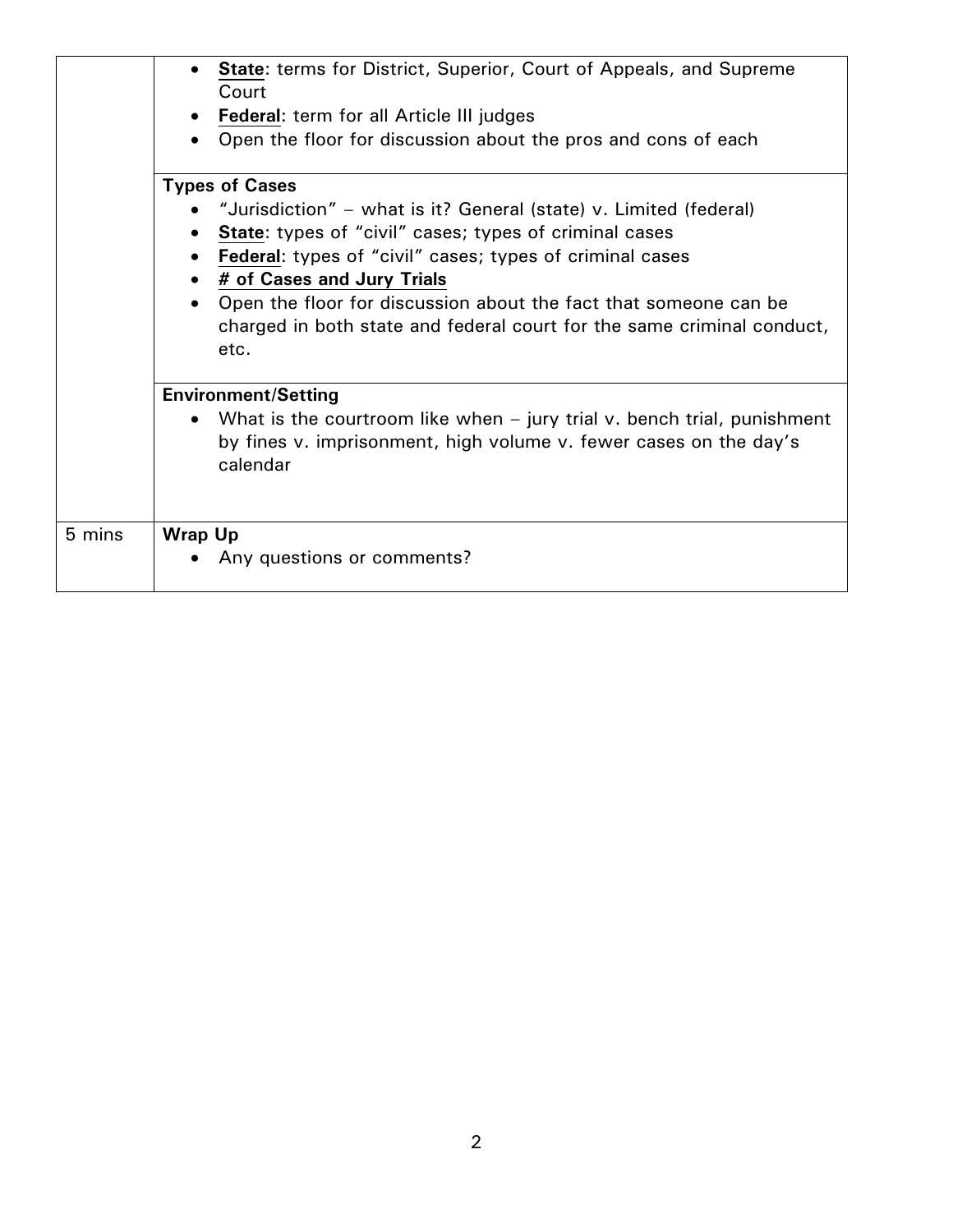| | |
|---|---|
| | • **State**: terms for District, Superior, Court of Appeals, and Supreme Court<br>• **Federal**: term for all Article III judges<br>• Open the floor for discussion about the pros and cons of each |
| | **Types of Cases**<br>• "Jurisdiction" – what is it? General (state) v. Limited (federal)<br>• **State**: types of "civil" cases; types of criminal cases<br>• **Federal**: types of "civil" cases; types of criminal cases<br>• **# of Cases and Jury Trials**<br>• Open the floor for discussion about the fact that someone can be charged in both state and federal court for the same criminal conduct, etc. |
| | **Environment/Setting**<br>• What is the courtroom like when – jury trial v. bench trial, punishment by fines v. imprisonment, high volume v. fewer cases on the day's calendar |
| 5 mins | **Wrap Up**<br>• Any questions or comments? |